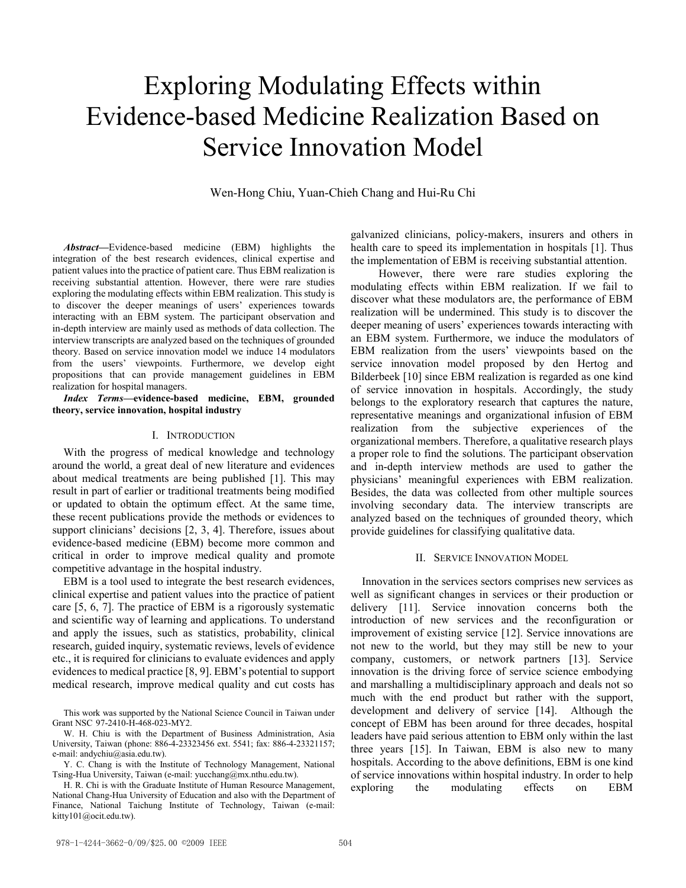# Exploring Modulating Effects within Evidence-based Medicine Realization Based on Service Innovation Model

Wen-Hong Chiu, Yuan-Chieh Chang and Hui-Ru Chi

***Abstract*****—**Evidence-based medicine (EBM) highlights the integration of the best research evidences, clinical expertise and patient values into the practice of patient care. Thus EBM realization is receiving substantial attention. However, there were rare studies exploring the modulating effects within EBM realization. This study is to discover the deeper meanings of users' experiences towards interacting with an EBM system. The participant observation and in-depth interview are mainly used as methods of data collection. The interview transcripts are analyzed based on the techniques of grounded theory. Based on service innovation model we induce 14 modulators from the users' viewpoints. Furthermore, we develop eight propositions that can provide management guidelines in EBM realization for hospital managers.

***Index Terms*****—evidence-based medicine, EBM, grounded theory, service innovation, hospital industry**

This work was supported by the National Science Council in Taiwan under Grant NSC 97-2410-H-468-023-MY2.

W. H. Chiu is with the Department of Business Administration, Asia University, Taiwan (phone: 886-4-23323456 ext. 5541; fax: 886-4-23321157; e-mail: andychiu@asia.edu.tw).

Y. C. Chang is with the Institute of Technology Management, National Tsing-Hua University, Taiwan (e-mail: yucchang@mx.nthu.edu.tw).

H. R. Chi is with the Graduate Institute of Human Resource Management, National Chang-Hua University of Education and also with the Department of Finance, National Taichung Institute of Technology, Taiwan (e-mail: kitty101@ocit.edu.tw).

## I. Introduction

With the progress of medical knowledge and technology around the world, a great deal of new literature and evidences about medical treatments are being published [1]. This may result in part of earlier or traditional treatments being modified or updated to obtain the optimum effect. At the same time, these recent publications provide the methods or evidences to support clinicians' decisions [2, 3, 4]. Therefore, issues about evidence-based medicine (EBM) become more common and critical in order to improve medical quality and promote competitive advantage in the hospital industry.

EBM is a tool used to integrate the best research evidences, clinical expertise and patient values into the practice of patient care [5, 6, 7]. The practice of EBM is a rigorously systematic and scientific way of learning and applications. To understand and apply the issues, such as statistics, probability, clinical research, guided inquiry, systematic reviews, levels of evidence etc., it is required for clinicians to evaluate evidences and apply evidences to medical practice [8, 9]. EBM's potential to support medical research, improve medical quality and cut costs has galvanized clinicians, policy-makers, insurers and others in health care to speed its implementation in hospitals [1]. Thus the implementation of EBM is receiving substantial attention.

However, there were rare studies exploring the modulating effects within EBM realization. If we fail to discover what these modulators are, the performance of EBM realization will be undermined. This study is to discover the deeper meaning of users' experiences towards interacting with an EBM system. Furthermore, we induce the modulators of EBM realization from the users' viewpoints based on the service innovation model proposed by den Hertog and Bilderbeek [10] since EBM realization is regarded as one kind of service innovation in hospitals. Accordingly, the study belongs to the exploratory research that captures the nature, representative meanings and organizational infusion of EBM realization from the subjective experiences of the organizational members. Therefore, a qualitative research plays a proper role to find the solutions. The participant observation and in-depth interview methods are used to gather the physicians' meaningful experiences with EBM realization. Besides, the data was collected from other multiple sources involving secondary data. The interview transcripts are analyzed based on the techniques of grounded theory, which provide guidelines for classifying qualitative data.

## II. Service Innovation Model

Innovation in the services sectors comprises new services as well as significant changes in services or their production or delivery [11]. Service innovation concerns both the introduction of new services and the reconfiguration or improvement of existing service [12]. Service innovations are not new to the world, but they may still be new to your company, customers, or network partners [13]. Service innovation is the driving force of service science embodying and marshalling a multidisciplinary approach and deals not so much with the end product but rather with the support, development and delivery of service [14]. Although the concept of EBM has been around for three decades, hospital leaders have paid serious attention to EBM only within the last three years [15]. In Taiwan, EBM is also new to many hospitals. According to the above definitions, EBM is one kind of service innovations within hospital industry. In order to help exploring the modulating effects on EBM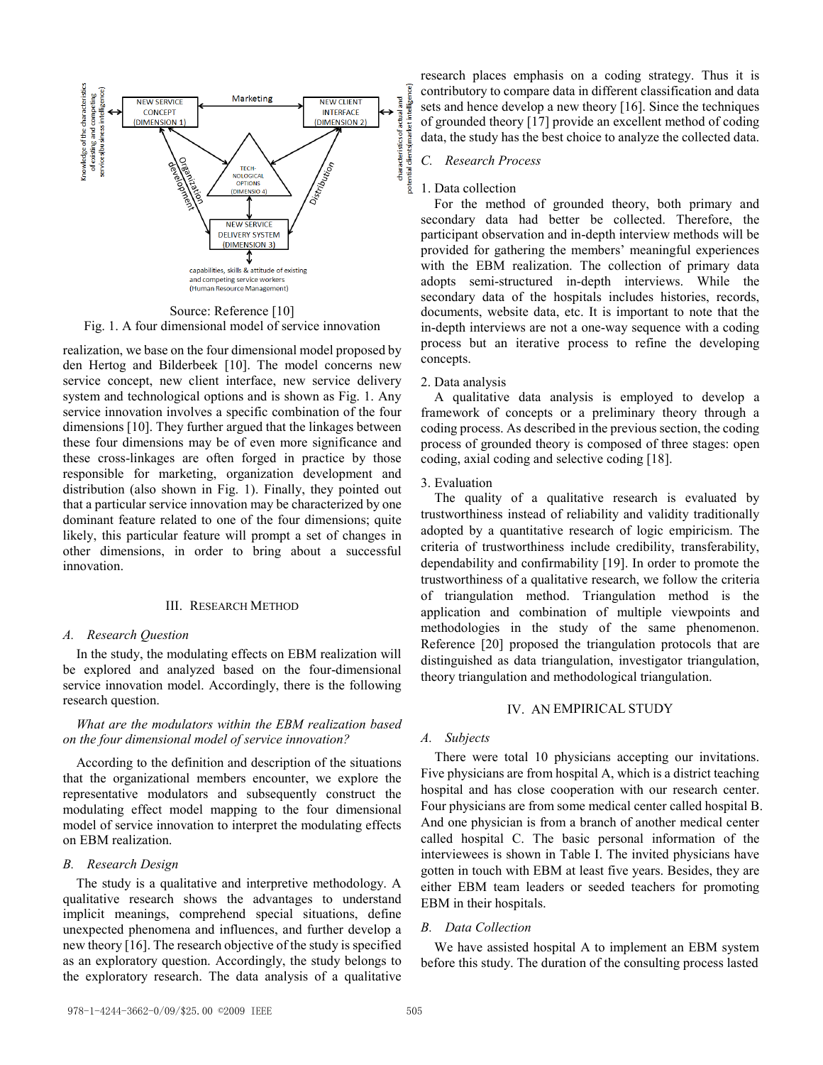Source: Reference [10]

Fig. 1. A four dimensional model of service innovation

realization, we base on the four dimensional model proposed by den Hertog and Bilderbeek [10]. The model concerns new service concept, new client interface, new service delivery system and technological options and is shown as Fig. 1. Any service innovation involves a specific combination of the four dimensions [10]. They further argued that the linkages between these four dimensions may be of even more significance and these cross-linkages are often forged in practice by those responsible for marketing, organization development and distribution (also shown in Fig. 1). Finally, they pointed out that a particular service innovation may be characterized by one dominant feature related to one of the four dimensions; quite likely, this particular feature will prompt a set of changes in other dimensions, in order to bring about a successful innovation.

## III. Research Method

### A. Research Question

In the study, the modulating effects on EBM realization will be explored and analyzed based on the four-dimensional service innovation model. Accordingly, there is the following research question.

*What are the modulators within the EBM realization based on the four dimensional model of service innovation?*

According to the definition and description of the situations that the organizational members encounter, we explore the representative modulators and subsequently construct the modulating effect model mapping to the four dimensional model of service innovation to interpret the modulating effects on EBM realization.

### B. Research Design

The study is a qualitative and interpretive methodology. A qualitative research shows the advantages to understand implicit meanings, comprehend special situations, define unexpected phenomena and influences, and further develop a new theory [16]. The research objective of the study is specified as an exploratory question. Accordingly, the study belongs to the exploratory research. The data analysis of a qualitative research places emphasis on a coding strategy. Thus it is contributory to compare data in different classification and data sets and hence develop a new theory [16]. Since the techniques of grounded theory [17] provide an excellent method of coding data, the study has the best choice to analyze the collected data.

### C. Research Process

1. Data collection

For the method of grounded theory, both primary and secondary data had better be collected. Therefore, the participant observation and in-depth interview methods will be provided for gathering the members' meaningful experiences with the EBM realization. The collection of primary data adopts semi-structured in-depth interviews. While the secondary data of the hospitals includes histories, records, documents, website data, etc. It is important to note that the in-depth interviews are not a one-way sequence with a coding process but an iterative process to refine the developing concepts.

2. Data analysis

A qualitative data analysis is employed to develop a framework of concepts or a preliminary theory through a coding process. As described in the previous section, the coding process of grounded theory is composed of three stages: open coding, axial coding and selective coding [18].

3. Evaluation

The quality of a qualitative research is evaluated by trustworthiness instead of reliability and validity traditionally adopted by a quantitative research of logic empiricism. The criteria of trustworthiness include credibility, transferability, dependability and confirmability [19]. In order to promote the trustworthiness of a qualitative research, we follow the criteria of triangulation method. Triangulation method is the application and combination of multiple viewpoints and methodologies in the study of the same phenomenon. Reference [20] proposed the triangulation protocols that are distinguished as data triangulation, investigator triangulation, theory triangulation and methodological triangulation.

## IV. An Empirical Study

### A. Subjects

There were total 10 physicians accepting our invitations. Five physicians are from hospital A, which is a district teaching hospital and has close cooperation with our research center. Four physicians are from some medical center called hospital B. And one physician is from a branch of another medical center called hospital C. The basic personal information of the interviewees is shown in Table I. The invited physicians have gotten in touch with EBM at least five years. Besides, they are either EBM team leaders or seeded teachers for promoting EBM in their hospitals.

### B. Data Collection

We have assisted hospital A to implement an EBM system before this study. The duration of the consulting process lasted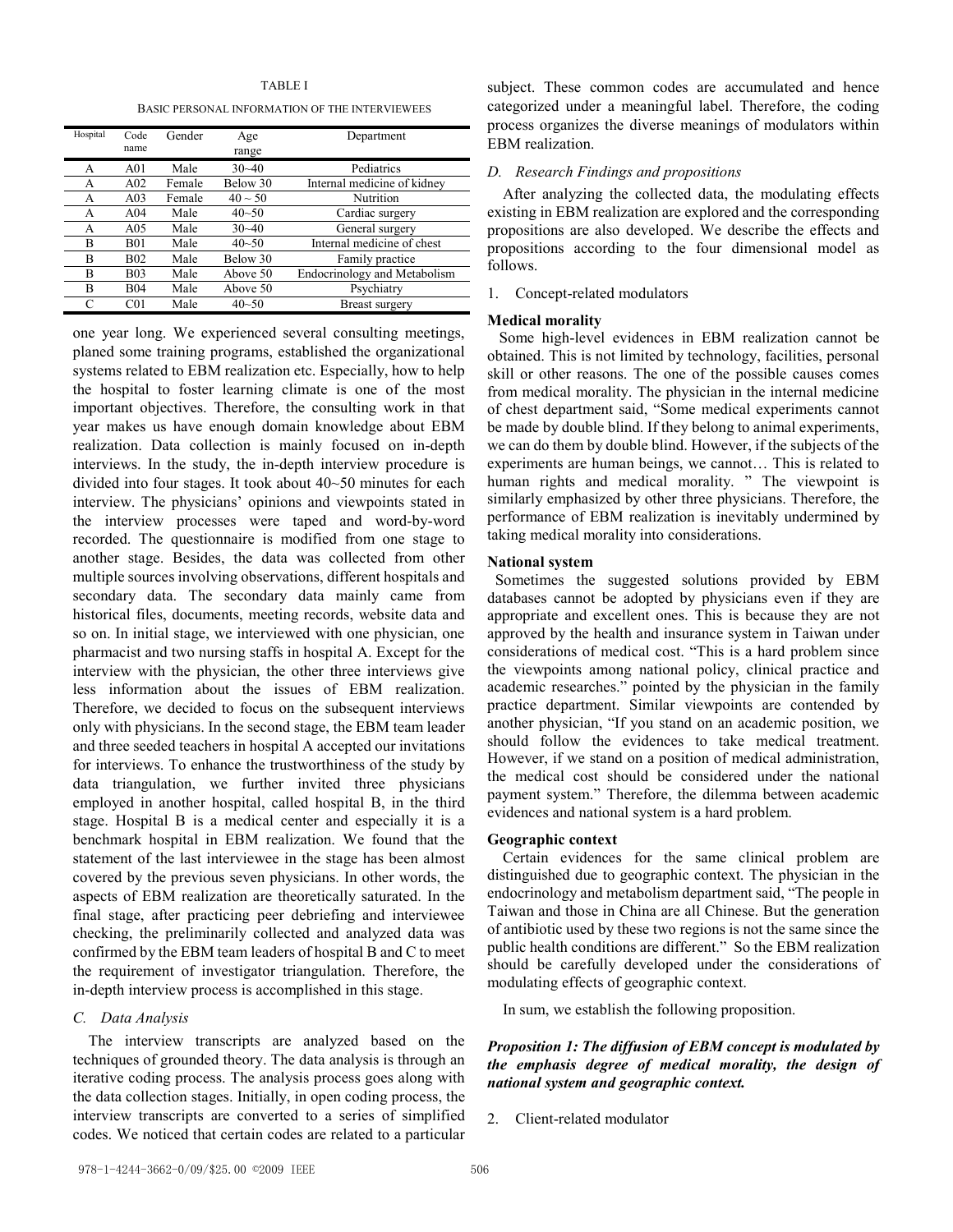TABLE I

BASIC PERSONAL INFORMATION OF THE INTERVIEWEES

| Hospital | Code name | Gender | Age range | Department |
|---|---|---|---|---|
| A | A01 | Male | 30~40 | Pediatrics |
| A | A02 | Female | Below 30 | Internal medicine of kidney |
| A | A03 | Female | 40 ~ 50 | Nutrition |
| A | A04 | Male | 40~50 | Cardiac surgery |
| A | A05 | Male | 30~40 | General surgery |
| B | B01 | Male | 40~50 | Internal medicine of chest |
| B | B02 | Male | Below 30 | Family practice |
| B | B03 | Male | Above 50 | Endocrinology and Metabolism |
| B | B04 | Male | Above 50 | Psychiatry |
| C | C01 | Male | 40~50 | Breast surgery |

one year long. We experienced several consulting meetings, planed some training programs, established the organizational systems related to EBM realization etc. Especially, how to help the hospital to foster learning climate is one of the most important objectives. Therefore, the consulting work in that year makes us have enough domain knowledge about EBM realization. Data collection is mainly focused on in-depth interviews. In the study, the in-depth interview procedure is divided into four stages. It took about 40~50 minutes for each interview. The physicians' opinions and viewpoints stated in the interview processes were taped and word-by-word recorded. The questionnaire is modified from one stage to another stage. Besides, the data was collected from other multiple sources involving observations, different hospitals and secondary data. The secondary data mainly came from historical files, documents, meeting records, website data and so on. In initial stage, we interviewed with one physician, one pharmacist and two nursing staffs in hospital A. Except for the interview with the physician, the other three interviews give less information about the issues of EBM realization. Therefore, we decided to focus on the subsequent interviews only with physicians. In the second stage, the EBM team leader and three seeded teachers in hospital A accepted our invitations for interviews. To enhance the trustworthiness of the study by data triangulation, we further invited three physicians employed in another hospital, called hospital B, in the third stage. Hospital B is a medical center and especially it is a benchmark hospital in EBM realization. We found that the statement of the last interviewee in the stage has been almost covered by the previous seven physicians. In other words, the aspects of EBM realization are theoretically saturated. In the final stage, after practicing peer debriefing and interviewee checking, the preliminarily collected and analyzed data was confirmed by the EBM team leaders of hospital B and C to meet the requirement of investigator triangulation. Therefore, the in-depth interview process is accomplished in this stage.

### C. Data Analysis

The interview transcripts are analyzed based on the techniques of grounded theory. The data analysis is through an iterative coding process. The analysis process goes along with the data collection stages. Initially, in open coding process, the interview transcripts are converted to a series of simplified codes. We noticed that certain codes are related to a particular subject. These common codes are accumulated and hence categorized under a meaningful label. Therefore, the coding process organizes the diverse meanings of modulators within EBM realization.

### D. Research Findings and propositions

After analyzing the collected data, the modulating effects existing in EBM realization are explored and the corresponding propositions are also developed. We describe the effects and propositions according to the four dimensional model as follows.

1. Concept-related modulators

**Medical morality**

Some high-level evidences in EBM realization cannot be obtained. This is not limited by technology, facilities, personal skill or other reasons. The one of the possible causes comes from medical morality. The physician in the internal medicine of chest department said, "Some medical experiments cannot be made by double blind. If they belong to animal experiments, we can do them by double blind. However, if the subjects of the experiments are human beings, we cannot… This is related to human rights and medical morality. " The viewpoint is similarly emphasized by other three physicians. Therefore, the performance of EBM realization is inevitably undermined by taking medical morality into considerations.

**National system**

Sometimes the suggested solutions provided by EBM databases cannot be adopted by physicians even if they are appropriate and excellent ones. This is because they are not approved by the health and insurance system in Taiwan under considerations of medical cost. "This is a hard problem since the viewpoints among national policy, clinical practice and academic researches." pointed by the physician in the family practice department. Similar viewpoints are contended by another physician, "If you stand on an academic position, we should follow the evidences to take medical treatment. However, if we stand on a position of medical administration, the medical cost should be considered under the national payment system." Therefore, the dilemma between academic evidences and national system is a hard problem.

**Geographic context**

Certain evidences for the same clinical problem are distinguished due to geographic context. The physician in the endocrinology and metabolism department said, "The people in Taiwan and those in China are all Chinese. But the generation of antibiotic used by these two regions is not the same since the public health conditions are different." So the EBM realization should be carefully developed under the considerations of modulating effects of geographic context.

In sum, we establish the following proposition.

***Proposition 1: The diffusion of EBM concept is modulated by the emphasis degree of medical morality, the design of national system and geographic context.***

2. Client-related modulator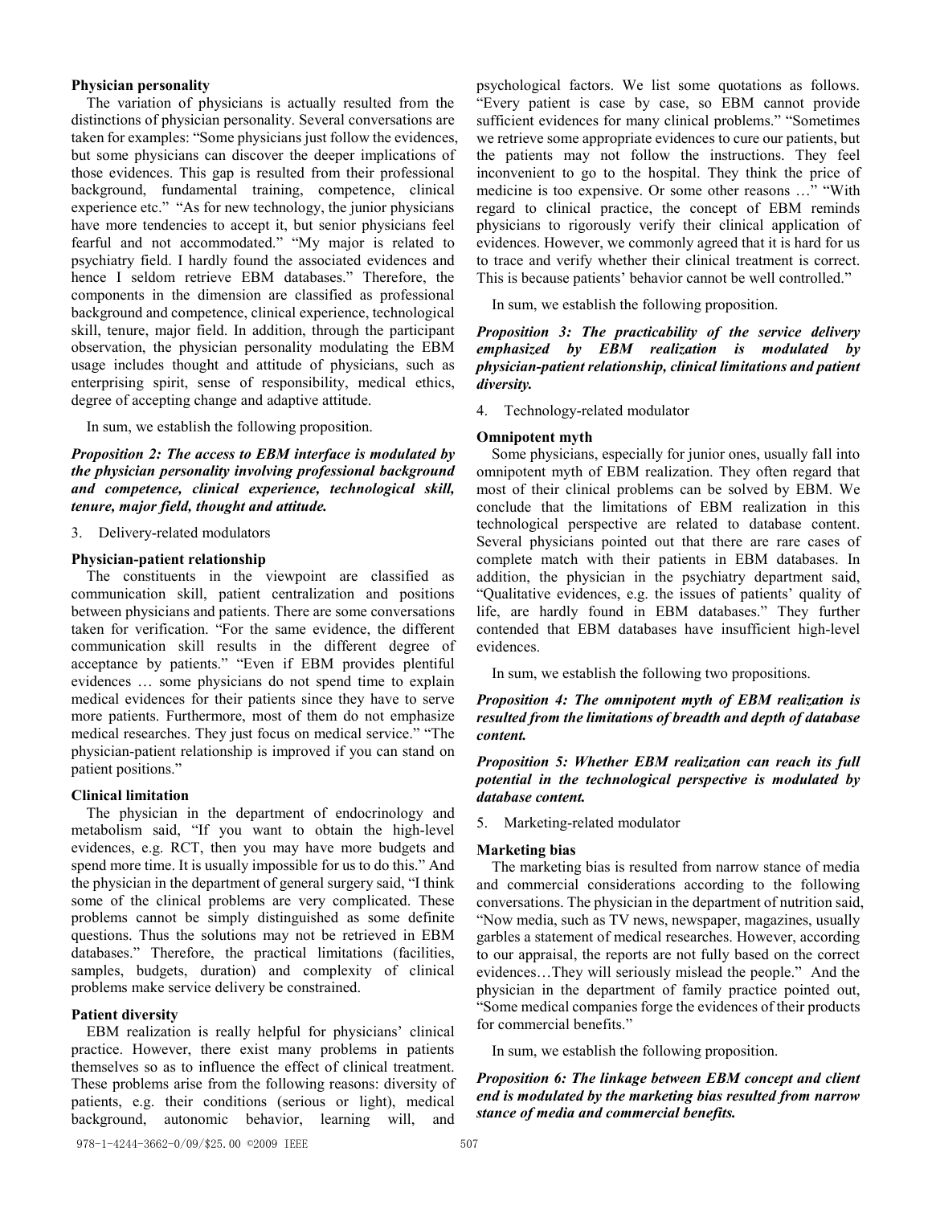### Physician personality

The variation of physicians is actually resulted from the distinctions of physician personality. Several conversations are taken for examples: "Some physicians just follow the evidences, but some physicians can discover the deeper implications of those evidences. This gap is resulted from their professional background, fundamental training, competence, clinical experience etc." "As for new technology, the junior physicians have more tendencies to accept it, but senior physicians feel fearful and not accommodated." "My major is related to psychiatry field. I hardly found the associated evidences and hence I seldom retrieve EBM databases." Therefore, the components in the dimension are classified as professional background and competence, clinical experience, technological skill, tenure, major field. In addition, through the participant observation, the physician personality modulating the EBM usage includes thought and attitude of physicians, such as enterprising spirit, sense of responsibility, medical ethics, degree of accepting change and adaptive attitude.

In sum, we establish the following proposition.

***Proposition 2: The access to EBM interface is modulated by the physician personality involving professional background and competence, clinical experience, technological skill, tenure, major field, thought and attitude.***

3. Delivery-related modulators

### Physician-patient relationship

The constituents in the viewpoint are classified as communication skill, patient centralization and positions between physicians and patients. There are some conversations taken for verification. "For the same evidence, the different communication skill results in the different degree of acceptance by patients." "Even if EBM provides plentiful evidences … some physicians do not spend time to explain medical evidences for their patients since they have to serve more patients. Furthermore, most of them do not emphasize medical researches. They just focus on medical service." "The physician-patient relationship is improved if you can stand on patient positions."

### Clinical limitation

The physician in the department of endocrinology and metabolism said, "If you want to obtain the high-level evidences, e.g. RCT, then you may have more budgets and spend more time. It is usually impossible for us to do this." And the physician in the department of general surgery said, "I think some of the clinical problems are very complicated. These problems cannot be simply distinguished as some definite questions. Thus the solutions may not be retrieved in EBM databases." Therefore, the practical limitations (facilities, samples, budgets, duration) and complexity of clinical problems make service delivery be constrained.

### Patient diversity

EBM realization is really helpful for physicians' clinical practice. However, there exist many problems in patients themselves so as to influence the effect of clinical treatment. These problems arise from the following reasons: diversity of patients, e.g. their conditions (serious or light), medical background, autonomic behavior, learning will, and psychological factors. We list some quotations as follows. "Every patient is case by case, so EBM cannot provide sufficient evidences for many clinical problems." "Sometimes we retrieve some appropriate evidences to cure our patients, but the patients may not follow the instructions. They feel inconvenient to go to the hospital. They think the price of medicine is too expensive. Or some other reasons …" "With regard to clinical practice, the concept of EBM reminds physicians to rigorously verify their clinical application of evidences. However, we commonly agreed that it is hard for us to trace and verify whether their clinical treatment is correct. This is because patients' behavior cannot be well controlled."

In sum, we establish the following proposition.

***Proposition 3: The practicability of the service delivery emphasized by EBM realization is modulated by physician-patient relationship, clinical limitations and patient diversity.***

4. Technology-related modulator

### Omnipotent myth

Some physicians, especially for junior ones, usually fall into omnipotent myth of EBM realization. They often regard that most of their clinical problems can be solved by EBM. We conclude that the limitations of EBM realization in this technological perspective are related to database content. Several physicians pointed out that there are rare cases of complete match with their patients in EBM databases. In addition, the physician in the psychiatry department said, "Qualitative evidences, e.g. the issues of patients' quality of life, are hardly found in EBM databases." They further contended that EBM databases have insufficient high-level evidences.

In sum, we establish the following two propositions.

***Proposition 4: The omnipotent myth of EBM realization is resulted from the limitations of breadth and depth of database content.***

***Proposition 5: Whether EBM realization can reach its full potential in the technological perspective is modulated by database content.***

5. Marketing-related modulator

### Marketing bias

The marketing bias is resulted from narrow stance of media and commercial considerations according to the following conversations. The physician in the department of nutrition said, "Now media, such as TV news, newspaper, magazines, usually garbles a statement of medical researches. However, according to our appraisal, the reports are not fully based on the correct evidences…They will seriously mislead the people." And the physician in the department of family practice pointed out, "Some medical companies forge the evidences of their products for commercial benefits."

In sum, we establish the following proposition.

***Proposition 6: The linkage between EBM concept and client end is modulated by the marketing bias resulted from narrow stance of media and commercial benefits.***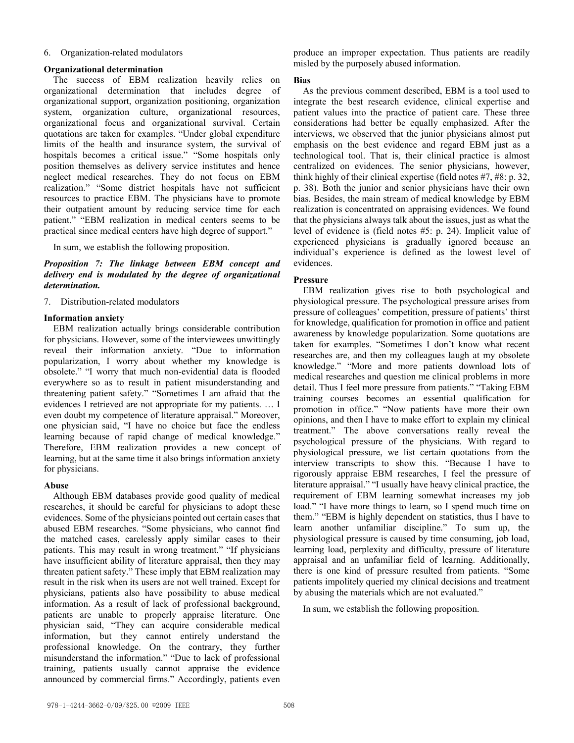6. Organization-related modulators

**Organizational determination**

The success of EBM realization heavily relies on organizational determination that includes degree of organizational support, organization positioning, organization system, organization culture, organizational resources, organizational focus and organizational survival. Certain quotations are taken for examples. "Under global expenditure limits of the health and insurance system, the survival of hospitals becomes a critical issue." "Some hospitals only position themselves as delivery service institutes and hence neglect medical researches. They do not focus on EBM realization." "Some district hospitals have not sufficient resources to practice EBM. The physicians have to promote their outpatient amount by reducing service time for each patient." "EBM realization in medical centers seems to be practical since medical centers have high degree of support."

In sum, we establish the following proposition.

***Proposition 7: The linkage between EBM concept and delivery end is modulated by the degree of organizational determination.***

7. Distribution-related modulators

**Information anxiety**

EBM realization actually brings considerable contribution for physicians. However, some of the interviewees unwittingly reveal their information anxiety. "Due to information popularization, I worry about whether my knowledge is obsolete." "I worry that much non-evidential data is flooded everywhere so as to result in patient misunderstanding and threatening patient safety." "Sometimes I am afraid that the evidences I retrieved are not appropriate for my patients. … I even doubt my competence of literature appraisal." Moreover, one physician said, "I have no choice but face the endless learning because of rapid change of medical knowledge." Therefore, EBM realization provides a new concept of learning, but at the same time it also brings information anxiety for physicians.

**Abuse**

Although EBM databases provide good quality of medical researches, it should be careful for physicians to adopt these evidences. Some of the physicians pointed out certain cases that abused EBM researches. "Some physicians, who cannot find the matched cases, carelessly apply similar cases to their patients. This may result in wrong treatment." "If physicians have insufficient ability of literature appraisal, then they may threaten patient safety." These imply that EBM realization may result in the risk when its users are not well trained. Except for physicians, patients also have possibility to abuse medical information. As a result of lack of professional background, patients are unable to properly appraise literature. One physician said, "They can acquire considerable medical information, but they cannot entirely understand the professional knowledge. On the contrary, they further misunderstand the information." "Due to lack of professional training, patients usually cannot appraise the evidence announced by commercial firms." Accordingly, patients even produce an improper expectation. Thus patients are readily misled by the purposely abused information.

**Bias**

As the previous comment described, EBM is a tool used to integrate the best research evidence, clinical expertise and patient values into the practice of patient care. These three considerations had better be equally emphasized. After the interviews, we observed that the junior physicians almost put emphasis on the best evidence and regard EBM just as a technological tool. That is, their clinical practice is almost centralized on evidences. The senior physicians, however, think highly of their clinical expertise (field notes #7, #8: p. 32, p. 38). Both the junior and senior physicians have their own bias. Besides, the main stream of medical knowledge by EBM realization is concentrated on appraising evidences. We found that the physicians always talk about the issues, just as what the level of evidence is (field notes #5: p. 24). Implicit value of experienced physicians is gradually ignored because an individual's experience is defined as the lowest level of evidences.

**Pressure**

EBM realization gives rise to both psychological and physiological pressure. The psychological pressure arises from pressure of colleagues' competition, pressure of patients' thirst for knowledge, qualification for promotion in office and patient awareness by knowledge popularization. Some quotations are taken for examples. "Sometimes I don't know what recent researches are, and then my colleagues laugh at my obsolete knowledge." "More and more patients download lots of medical researches and question me clinical problems in more detail. Thus I feel more pressure from patients." "Taking EBM training courses becomes an essential qualification for promotion in office." "Now patients have more their own opinions, and then I have to make effort to explain my clinical treatment." The above conversations really reveal the psychological pressure of the physicians. With regard to physiological pressure, we list certain quotations from the interview transcripts to show this. "Because I have to rigorously appraise EBM researches, I feel the pressure of literature appraisal." "I usually have heavy clinical practice, the requirement of EBM learning somewhat increases my job load." "I have more things to learn, so I spend much time on them." "EBM is highly dependent on statistics, thus I have to learn another unfamiliar discipline." To sum up, the physiological pressure is caused by time consuming, job load, learning load, perplexity and difficulty, pressure of literature appraisal and an unfamiliar field of learning. Additionally, there is one kind of pressure resulted from patients. "Some patients impolitely queried my clinical decisions and treatment by abusing the materials which are not evaluated."

In sum, we establish the following proposition.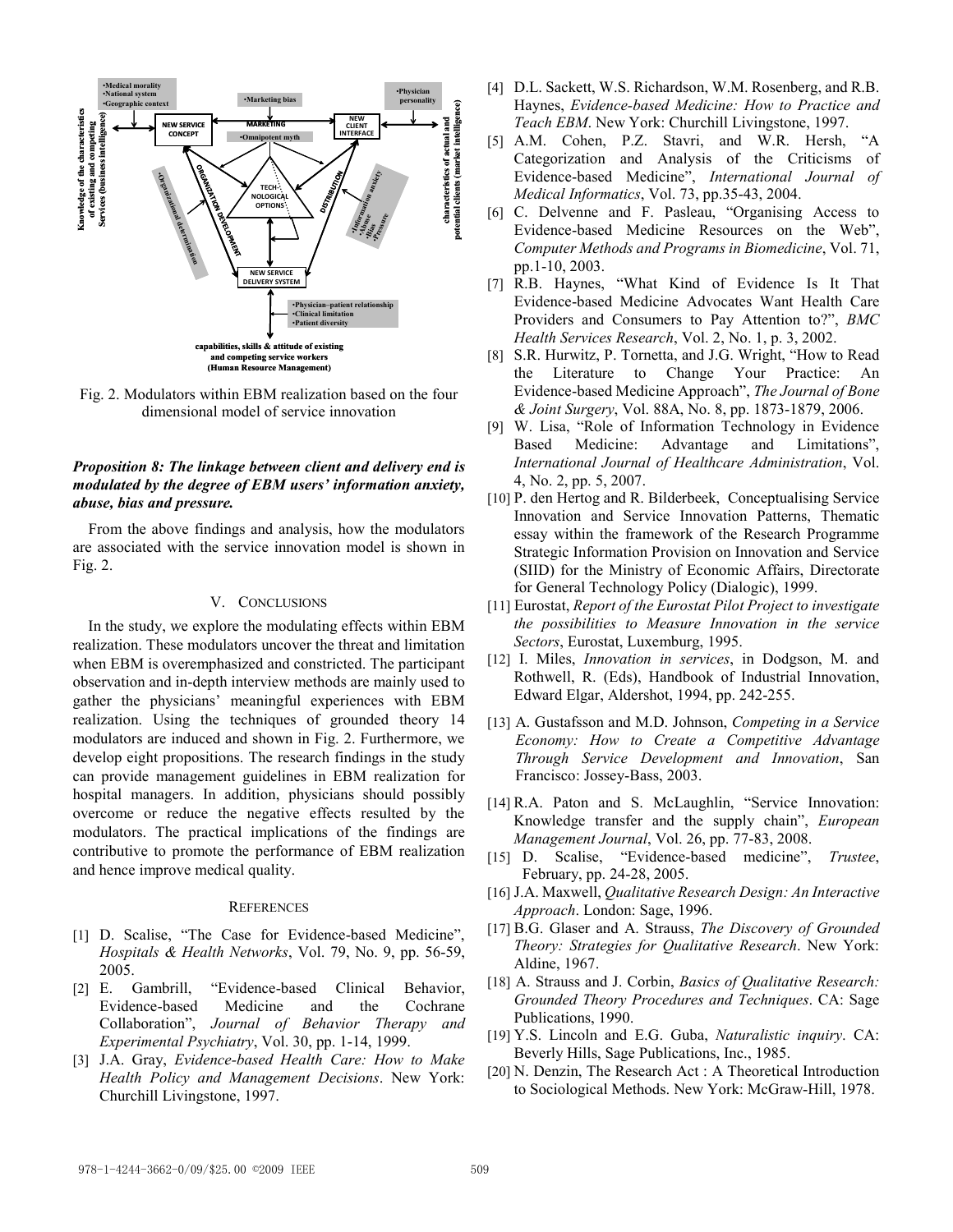•Medical morality
•National system
•Geographic context

•Marketing bias

•Physician personality

Knowledge of the characteristics of existing and competing Services (business intelligence)

NEW SERVICE CONCEPT

MARKETING

•Omnipotent myth

NEW CLIENT INTERFACE

characteristics of actual and potential clients (market intelligence)

•Organizational determination

ORGANIZATION DEVELOPMENT

TECH-NOLOGICAL OPTIONS

DISTRIBUTION

•Information anxiety
•Abuse
•Bias
•Pressure

NEW SERVICE DELIVERY SYSTEM

•Physician–patient relationship
•Clinical limitation
•Patient diversity

capabilities, skills & attitude of existing and competing service workers (Human Resource Management)

Fig. 2. Modulators within EBM realization based on the four dimensional model of service innovation

***Proposition 8: The linkage between client and delivery end is modulated by the degree of EBM users' information anxiety, abuse, bias and pressure.***

From the above findings and analysis, how the modulators are associated with the service innovation model is shown in Fig. 2.

## V. Conclusions

In the study, we explore the modulating effects within EBM realization. These modulators uncover the threat and limitation when EBM is overemphasized and constricted. The participant observation and in-depth interview methods are mainly used to gather the physicians' meaningful experiences with EBM realization. Using the techniques of grounded theory 14 modulators are induced and shown in Fig. 2. Furthermore, we develop eight propositions. The research findings in the study can provide management guidelines in EBM realization for hospital managers. In addition, physicians should possibly overcome or reduce the negative effects resulted by the modulators. The practical implications of the findings are contributive to promote the performance of EBM realization and hence improve medical quality.

## References

[1] D. Scalise, "The Case for Evidence-based Medicine", *Hospitals & Health Networks*, Vol. 79, No. 9, pp. 56-59, 2005.

[2] E. Gambrill, "Evidence-based Clinical Behavior, Evidence-based Medicine and the Cochrane Collaboration", *Journal of Behavior Therapy and Experimental Psychiatry*, Vol. 30, pp. 1-14, 1999.

[3] J.A. Gray, *Evidence-based Health Care: How to Make Health Policy and Management Decisions*. New York: Churchill Livingstone, 1997.

[4] D.L. Sackett, W.S. Richardson, W.M. Rosenberg, and R.B. Haynes, *Evidence-based Medicine: How to Practice and Teach EBM*. New York: Churchill Livingstone, 1997.

[5] A.M. Cohen, P.Z. Stavri, and W.R. Hersh, "A Categorization and Analysis of the Criticisms of Evidence-based Medicine", *International Journal of Medical Informatics*, Vol. 73, pp.35-43, 2004.

[6] C. Delvenne and F. Pasleau, "Organising Access to Evidence-based Medicine Resources on the Web", *Computer Methods and Programs in Biomedicine*, Vol. 71, pp.1-10, 2003.

[7] R.B. Haynes, "What Kind of Evidence Is It That Evidence-based Medicine Advocates Want Health Care Providers and Consumers to Pay Attention to?", *BMC Health Services Research*, Vol. 2, No. 1, p. 3, 2002.

[8] S.R. Hurwitz, P. Tornetta, and J.G. Wright, "How to Read the Literature to Change Your Practice: An Evidence-based Medicine Approach", *The Journal of Bone & Joint Surgery*, Vol. 88A, No. 8, pp. 1873-1879, 2006.

[9] W. Lisa, "Role of Information Technology in Evidence Based Medicine: Advantage and Limitations", *International Journal of Healthcare Administration*, Vol. 4, No. 2, pp. 5, 2007.

[10] P. den Hertog and R. Bilderbeek, Conceptualising Service Innovation and Service Innovation Patterns, Thematic essay within the framework of the Research Programme Strategic Information Provision on Innovation and Service (SIID) for the Ministry of Economic Affairs, Directorate for General Technology Policy (Dialogic), 1999.

[11] Eurostat, *Report of the Eurostat Pilot Project to investigate the possibilities to Measure Innovation in the service Sectors*, Eurostat, Luxemburg, 1995.

[12] I. Miles, *Innovation in services*, in Dodgson, M. and Rothwell, R. (Eds), Handbook of Industrial Innovation, Edward Elgar, Aldershot, 1994, pp. 242-255.

[13] A. Gustafsson and M.D. Johnson, *Competing in a Service Economy: How to Create a Competitive Advantage Through Service Development and Innovation*, San Francisco: Jossey-Bass, 2003.

[14] R.A. Paton and S. McLaughlin, "Service Innovation: Knowledge transfer and the supply chain", *European Management Journal*, Vol. 26, pp. 77-83, 2008.

[15] D. Scalise, "Evidence-based medicine", *Trustee*, February, pp. 24-28, 2005.

[16] J.A. Maxwell, *Qualitative Research Design: An Interactive Approach*. London: Sage, 1996.

[17] B.G. Glaser and A. Strauss, *The Discovery of Grounded Theory: Strategies for Qualitative Research*. New York: Aldine, 1967.

[18] A. Strauss and J. Corbin, *Basics of Qualitative Research: Grounded Theory Procedures and Techniques*. CA: Sage Publications, 1990.

[19] Y.S. Lincoln and E.G. Guba, *Naturalistic inquiry*. CA: Beverly Hills, Sage Publications, Inc., 1985.

[20] N. Denzin, The Research Act : A Theoretical Introduction to Sociological Methods. New York: McGraw-Hill, 1978.